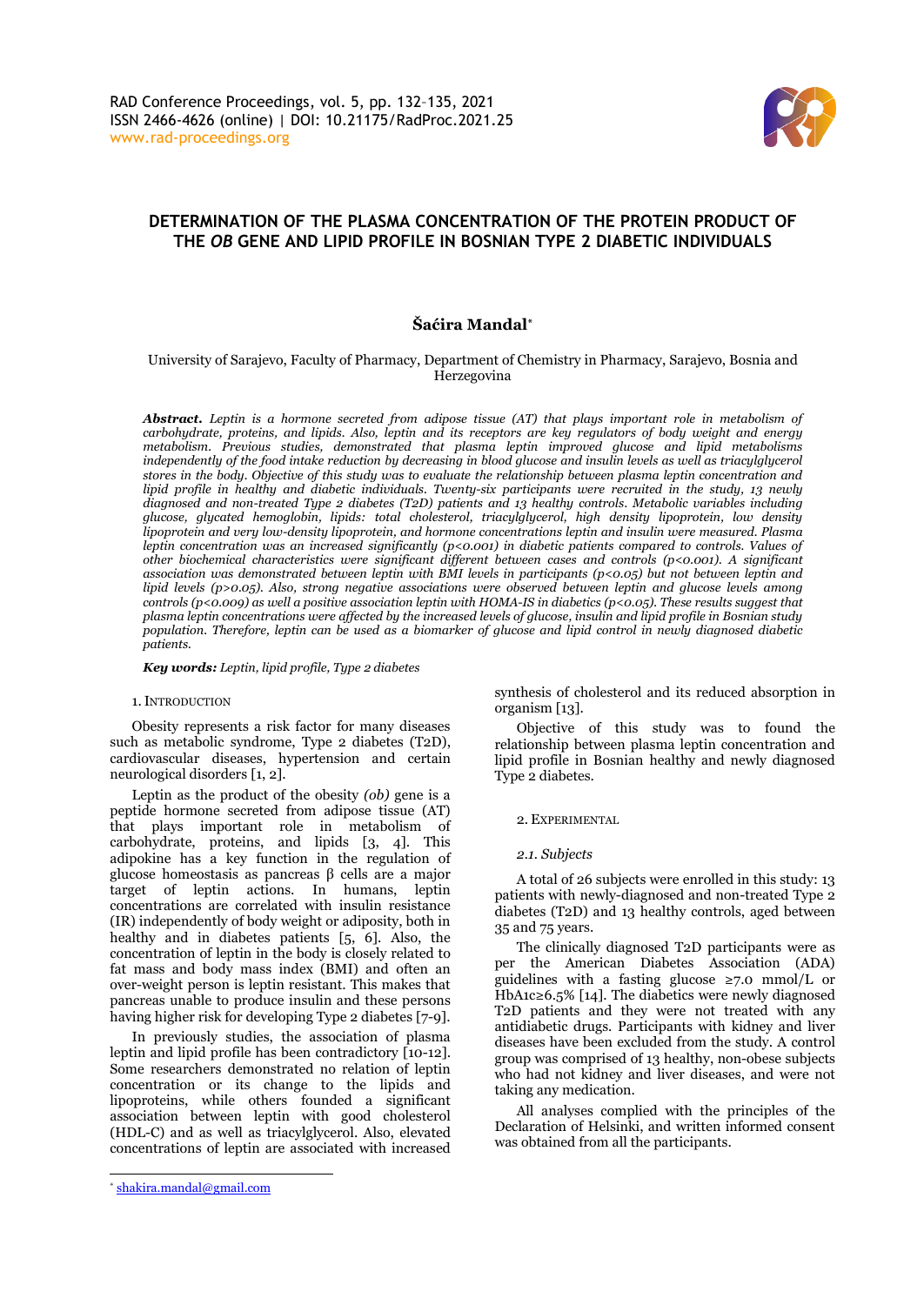# DETERMINATION OF THE PLASMA CONCENTRATION OF THE PROTEIN PRODUCT OF THE *OB* GENE AND LIPID PROFILE IN BOSNIAN TYPE 2 DIABETIC INDIVIDUALS

**Šaćira Mandal***

University of Sarajevo, Faculty of Pharmacy, Department of Chemistry in Pharmacy, Sarajevo, Bosnia and Herzegovina

***Abstract.*** *Leptin is a hormone secreted from adipose tissue (AT) that plays important role in metabolism of carbohydrate, proteins, and lipids. Also, leptin and its receptors are key regulators of body weight and energy metabolism. Previous studies, demonstrated that plasma leptin improved glucose and lipid metabolisms independently of the food intake reduction by decreasing in blood glucose and insulin levels as well as triacylglycerol stores in the body. Objective of this study was to evaluate the relationship between plasma leptin concentration and lipid profile in healthy and diabetic individuals. Twenty-six participants were recruited in the study, 13 newly diagnosed and non-treated Type 2 diabetes (T2D) patients and 13 healthy controls. Metabolic variables including glucose, glycated hemoglobin, lipids: total cholesterol, triacylglycerol, high density lipoprotein, low density lipoprotein and very low-density lipoprotein, and hormone concentrations leptin and insulin were measured. Plasma leptin concentration was an increased significantly ($p<0.001$) in diabetic patients compared to controls. Values of other biochemical characteristics were significant different between cases and controls ($p<0.001$). A significant association was demonstrated between leptin with BMI levels in participants ($p<0.05$) but not between leptin and lipid levels ($p>0.05$). Also, strong negative associations were observed between leptin and glucose levels among controls ($p<0.009$) as well a positive association leptin with HOMA-IS in diabetics ($p<0.05$). These results suggest that plasma leptin concentrations were affected by the increased levels of glucose, insulin and lipid profile in Bosnian study population. Therefore, leptin can be used as a biomarker of glucose and lipid control in newly diagnosed diabetic patients.*

***Key words:*** *Leptin, lipid profile, Type 2 diabetes*

## 1. INTRODUCTION

Obesity represents a risk factor for many diseases such as metabolic syndrome, Type 2 diabetes (T2D), cardiovascular diseases, hypertension and certain neurological disorders [1, 2].

Leptin as the product of the obesity *(ob)* gene is a peptide hormone secreted from adipose tissue (AT) that plays important role in metabolism of carbohydrate, proteins, and lipids [3, 4]. This adipokine has a key function in the regulation of glucose homeostasis as pancreas β cells are a major target of leptin actions. In humans, leptin concentrations are correlated with insulin resistance (IR) independently of body weight or adiposity, both in healthy and in diabetes patients [5, 6]. Also, the concentration of leptin in the body is closely related to fat mass and body mass index (BMI) and often an over-weight person is leptin resistant. This makes that pancreas unable to produce insulin and these persons having higher risk for developing Type 2 diabetes [7-9].

In previously studies, the association of plasma leptin and lipid profile has been contradictory [10-12]. Some researchers demonstrated no relation of leptin concentration or its change to the lipids and lipoproteins, while others founded a significant association between leptin with good cholesterol (HDL-C) and as well as triacylglycerol. Also, elevated concentrations of leptin are associated with increased synthesis of cholesterol and its reduced absorption in organism [13].

Objective of this study was to found the relationship between plasma leptin concentration and lipid profile in Bosnian healthy and newly diagnosed Type 2 diabetes.

## 2. EXPERIMENTAL

### *2.1. Subjects*

A total of 26 subjects were enrolled in this study: 13 patients with newly-diagnosed and non-treated Type 2 diabetes (T2D) and 13 healthy controls, aged between 35 and 75 years.

The clinically diagnosed T2D participants were as per the American Diabetes Association (ADA) guidelines with a fasting glucose ≥7.0 mmol/L or $HbA_{1c}$≥6.5% [14]. The diabetics were newly diagnosed T2D patients and they were not treated with any antidiabetic drugs. Participants with kidney and liver diseases have been excluded from the study. A control group was comprised of 13 healthy, non-obese subjects who had not kidney and liver diseases, and were not taking any medication.

All analyses complied with the principles of the Declaration of Helsinki, and written informed consent was obtained from all the participants.

* shakira.mandal@gmail.com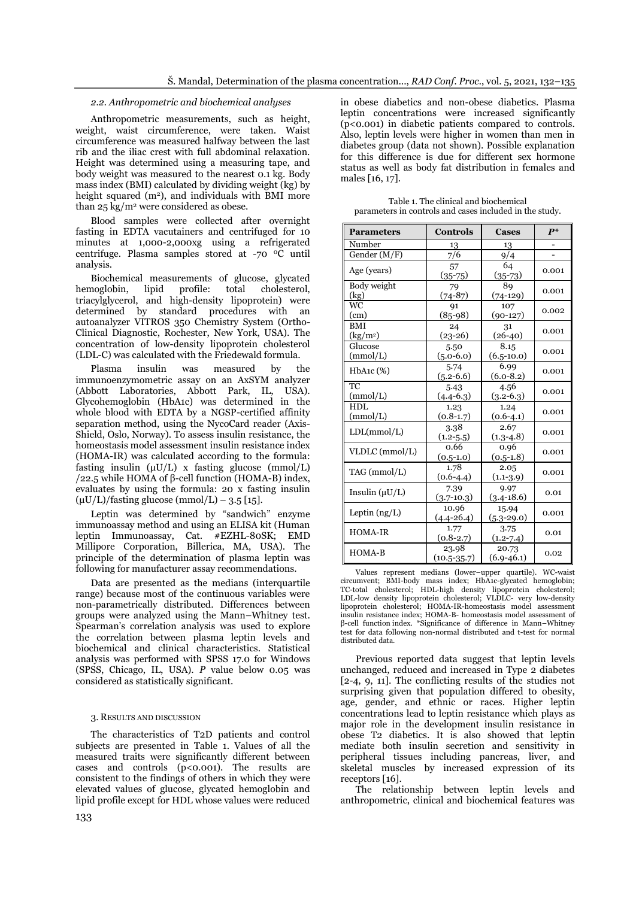*2.2. Anthropometric and biochemical analyses*

Anthropometric measurements, such as height, weight, waist circumference, were taken. Waist circumference was measured halfway between the last rib and the iliac crest with full abdominal relaxation. Height was determined using a measuring tape, and body weight was measured to the nearest 0.1 kg. Body mass index (BMI) calculated by dividing weight (kg) by height squared ($m^2$), and individuals with BMI more than 25 $kg/m^2$ were considered as obese.

Blood samples were collected after overnight fasting in EDTA vacutainers and centrifuged for 10 minutes at 1,000-2,000xg using a refrigerated centrifuge. Plasma samples stored at -70 $^0$C until analysis.

Biochemical measurements of glucose, glycated hemoglobin, lipid profile: total cholesterol, triacylglycerol, and high-density lipoprotein) were determined by standard procedures with an autoanalyzer VITROS 350 Chemistry System (Ortho-Clinical Diagnostic, Rochester, New York, USA). The concentration of low-density lipoprotein cholesterol (LDL-C) was calculated with the Friedewald formula.

Plasma insulin was measured by the immunoenzymometric assay on an AxSYM analyzer (Abbott Laboratories, Abbott Park, IL, USA). Glycohemoglobin (HbA1c) was determined in the whole blood with EDTA by a NGSP-certified affinity separation method, using the NycoCard reader (Axis-Shield, Oslo, Norway). To assess insulin resistance, the homeostasis model assessment insulin resistance index (HOMA-IR) was calculated according to the formula: fasting insulin (μU/L) x fasting glucose (mmol/L) /22.5 while HOMA of β-cell function (HOMA-B) index, evaluates by using the formula: 20 x fasting insulin (μU/L)/fasting glucose (mmol/L) – 3.5 [15].

Leptin was determined by "sandwich" enzyme immunoassay method and using an ELISA kit (Human leptin Immunoassay, Cat. #EZHL-80SK; EMD Millipore Corporation, Billerica, MA, USA). The principle of the determination of plasma leptin was following for manufacturer assay recommendations.

Data are presented as the medians (interquartile range) because most of the continuous variables were non-parametrically distributed. Differences between groups were analyzed using the Mann–Whitney test. Spearman's correlation analysis was used to explore the correlation between plasma leptin levels and biochemical and clinical characteristics. Statistical analysis was performed with SPSS 17.0 for Windows (SPSS, Chicago, IL, USA). *P* value below 0.05 was considered as statistically significant.

## 3. Results and Discussion

The characteristics of T2D patients and control subjects are presented in Table 1. Values of all the measured traits were significantly different between cases and controls ($p<0.001$). The results are consistent to the findings of others in which they were elevated values of glucose, glycated hemoglobin and lipid profile except for HDL whose values were reduced in obese diabetics and non-obese diabetics. Plasma leptin concentrations were increased significantly ($p<0.001$) in diabetic patients compared to controls. Also, leptin levels were higher in women than men in diabetes group (data not shown). Possible explanation for this difference is due for different sex hormone status as well as body fat distribution in females and males [16, 17].

Table 1. The clinical and biochemical parameters in controls and cases included in the study.

| Parameters | Controls | Cases | *P** |
|---|---|---|---|
| Number | 13 | 13 | - |
| Gender (M/F) | 7/6 | 9/4 | - |
| Age (years) | 57 (35-75) | 64 (35-73) | 0.001 |
| Body weight (kg) | 79 (74-87) | 89 (74-129) | 0.001 |
| WC (cm) | 91 (85-98) | 107 (90-127) | 0.002 |
| BMI ($kg/m^2$) | 24 (23-26) | 31 (26-40) | 0.001 |
| Glucose (mmol/L) | 5.50 (5.0-6.0) | 8.15 (6.5-10.0) | 0.001 |
| HbA1c (%) | 5.74 (5.2-6.6) | 6.99 (6.0-8.2) | 0.001 |
| TC (mmol/L) | 5.43 (4.4-6.3) | 4.56 (3.2-6.3) | 0.001 |
| HDL (mmol/L) | 1.23 (0.8-1.7) | 1.24 (0.6-4.1) | 0.001 |
| LDL(mmol/L) | 3.38 (1.2-5.5) | 2.67 (1.3-4.8) | 0.001 |
| VLDLC (mmol/L) | 0.66 (0.5-1.0) | 0.96 (0.5-1.8) | 0.001 |
| TAG (mmol/L) | 1.78 (0.6-4.4) | 2.05 (1.1-3.9) | 0.001 |
| Insulin (μU/L) | 7.39 (3.7-10.3) | 9.97 (3.4-18.6) | 0.01 |
| Leptin (ng/L) | 10.96 (4.4-26.4) | 15.94 (5.3-29.0) | 0.001 |
| HOMA-IR | 1.77 (0.8-2.7) | 3.75 (1.2-7.4) | 0.01 |
| HOMA-B | 23.98 (10.5-35.7) | 20.73 (6.9-46.1) | 0.02 |

Values represent medians (lower–upper quartile). WC-waist circumvent; BMI-body mass index; HbA1c-glycated hemoglobin; TC-total cholesterol; HDL-high density lipoprotein cholesterol; LDL-low density lipoprotein cholesterol; VLDLC- very low-density lipoprotein cholesterol; HOMA-IR-homeostasis model assessment insulin resistance index; HOMA-B- homeostasis model assessment of β-cell function index. *Significance of difference in Mann–Whitney test for data following non-normal distributed and t-test for normal distributed data.

Previous reported data suggest that leptin levels unchanged, reduced and increased in Type 2 diabetes [2-4, 9, 11]. The conflicting results of the studies not surprising given that population differed to obesity, age, gender, and ethnic or races. Higher leptin concentrations lead to leptin resistance which plays as major role in the development insulin resistance in obese T2 diabetics. It is also showed that leptin mediate both insulin secretion and sensitivity in peripheral tissues including pancreas, liver, and skeletal muscles by increased expression of its receptors [16].

The relationship between leptin levels and anthropometric, clinical and biochemical features was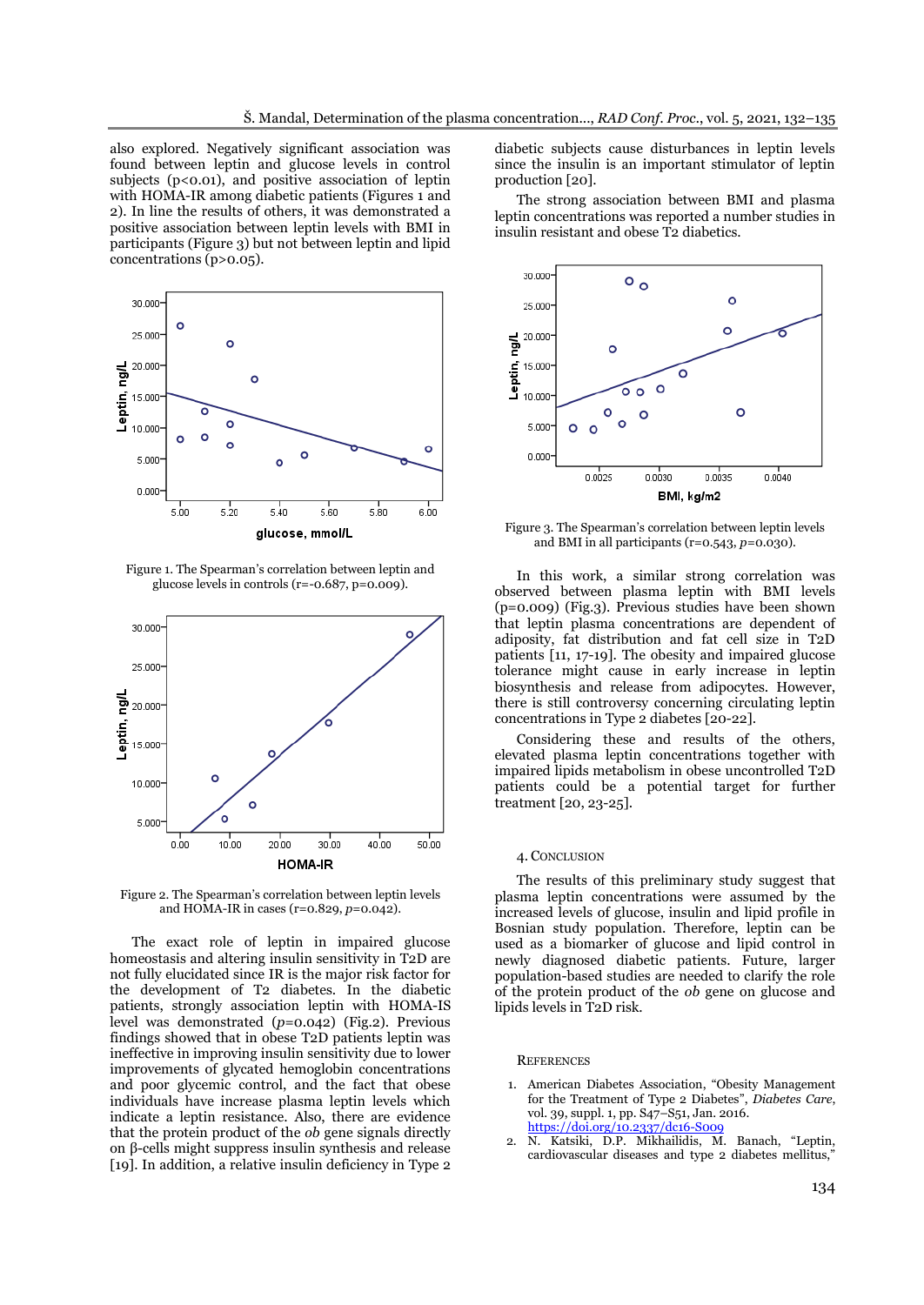also explored. Negatively significant association was found between leptin and glucose levels in control subjects ($p<0.01$), and positive association of leptin with HOMA-IR among diabetic patients (Figures 1 and 2). In line the results of others, it was demonstrated a positive association between leptin levels with BMI in participants (Figure 3) but not between leptin and lipid concentrations ($p>0.05$).

Figure 1. The Spearman's correlation between leptin and glucose levels in controls ($r=-0.687$, $p=0.009$).

Figure 2. The Spearman's correlation between leptin levels and HOMA-IR in cases ($r=0.829$, $p=0.042$).

The exact role of leptin in impaired glucose homeostasis and altering insulin sensitivity in T2D are not fully elucidated since IR is the major risk factor for the development of T2 diabetes. In the diabetic patients, strongly association leptin with HOMA-IS level was demonstrated ($p=0.042$) (Fig.2). Previous findings showed that in obese T2D patients leptin was ineffective in improving insulin sensitivity due to lower improvements of glycated hemoglobin concentrations and poor glycemic control, and the fact that obese individuals have increase plasma leptin levels which indicate a leptin resistance. Also, there are evidence that the protein product of the *ob* gene signals directly on β-cells might suppress insulin synthesis and release [19]. In addition, a relative insulin deficiency in Type 2 diabetic subjects cause disturbances in leptin levels since the insulin is an important stimulator of leptin production [20].

The strong association between BMI and plasma leptin concentrations was reported a number studies in insulin resistant and obese T2 diabetics.

Figure 3. The Spearman's correlation between leptin levels and BMI in all participants ($r=0.543$, $p=0.030$).

In this work, a similar strong correlation was observed between plasma leptin with BMI levels ($p=0.009$) (Fig.3). Previous studies have been shown that leptin plasma concentrations are dependent of adiposity, fat distribution and fat cell size in T2D patients [11, 17-19]. The obesity and impaired glucose tolerance might cause in early increase in leptin biosynthesis and release from adipocytes. However, there is still controversy concerning circulating leptin concentrations in Type 2 diabetes [20-22].

Considering these and results of the others, elevated plasma leptin concentrations together with impaired lipids metabolism in obese uncontrolled T2D patients could be a potential target for further treatment [20, 23-25].

## 4. Conclusion

The results of this preliminary study suggest that plasma leptin concentrations were assumed by the increased levels of glucose, insulin and lipid profile in Bosnian study population. Therefore, leptin can be used as a biomarker of glucose and lipid control in newly diagnosed diabetic patients. Future, larger population-based studies are needed to clarify the role of the protein product of the *ob* gene on glucose and lipids levels in T2D risk.

## References

1. American Diabetes Association, "Obesity Management for the Treatment of Type 2 Diabetes", *Diabetes Care*, vol. 39, suppl. 1, pp. S47–S51, Jan. 2016. https://doi.org/10.2337/dc16-S009
2. N. Katsiki, D.P. Mikhailidis, M. Banach, "Leptin, cardiovascular diseases and type 2 diabetes mellitus,"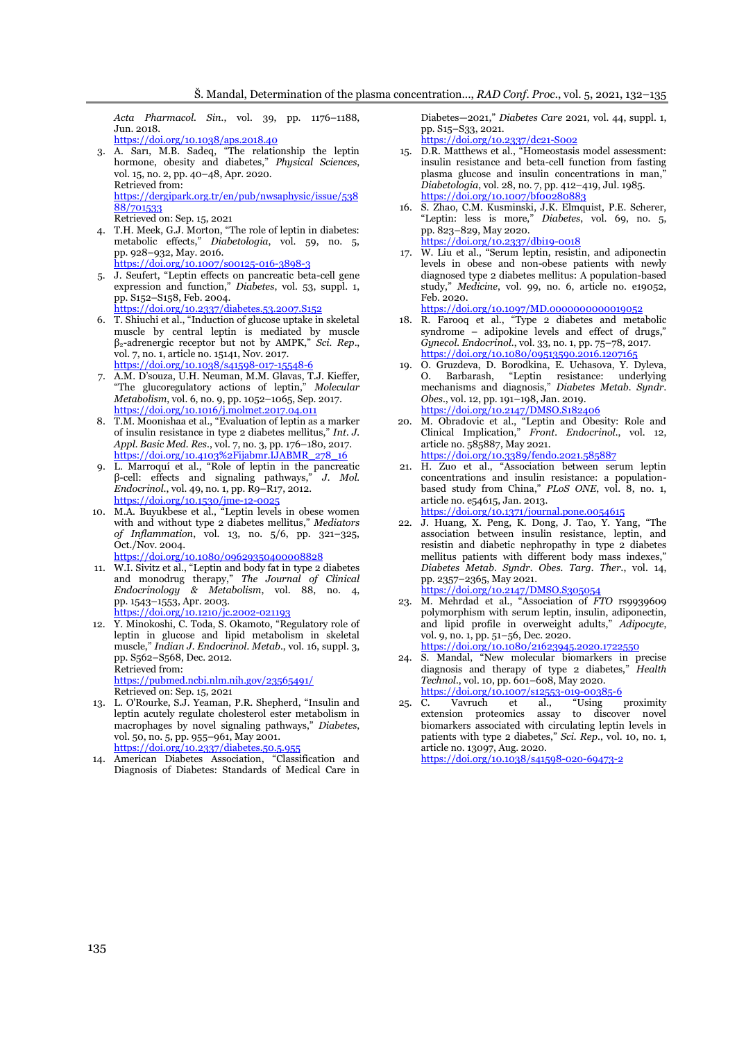*Acta Pharmacol. Sin.*, vol. 39, pp. 1176–1188, Jun. 2018.
https://doi.org/10.1038/aps.2018.40

3. A. Sarı, M.B. Sadeq, "The relationship the leptin hormone, obesity and diabetes," *Physical Sciences*, vol. 15, no. 2, pp. 40–48, Apr. 2020.
Retrieved from:
https://dergipark.org.tr/en/pub/nwsaphysic/issue/53888/701533
Retrieved on: Sep. 15, 2021
4. T.H. Meek, G.J. Morton, "The role of leptin in diabetes: metabolic effects," *Diabetologia*, vol. 59, no. 5, pp. 928–932, May. 2016.
https://doi.org/10.1007/s00125-016-3898-3
5. J. Seufert, "Leptin effects on pancreatic beta-cell gene expression and function," *Diabetes*, vol. 53, suppl. 1, pp. S152–S158, Feb. 2004.
https://doi.org/10.2337/diabetes.53.2007.S152
6. T. Shiuchi et al., "Induction of glucose uptake in skeletal muscle by central leptin is mediated by muscle $\beta_2$-adrenergic receptor but not by AMPK," *Sci. Rep.*, vol. 7, no. 1, article no. 15141, Nov. 2017.
https://doi.org/10.1038/s41598-017-15548-6
7. A.M. D'souza, U.H. Neuman, M.M. Glavas, T.J. Kieffer, "The glucoregulatory actions of leptin," *Molecular Metabolism*, vol. 6, no. 9, pp. 1052–1065, Sep. 2017.
https://doi.org/10.1016/j.molmet.2017.04.011
8. T.M. Moonishaa et al., "Evaluation of leptin as a marker of insulin resistance in type 2 diabetes mellitus," *Int. J. Appl. Basic Med. Res.*, vol. 7, no. 3, pp. 176–180, 2017.
https://doi.org/10.4103%2Fijabmr.IJABMR_278_16
9. L. Marroquí et al., "Role of leptin in the pancreatic β-cell: effects and signaling pathways," *J. Mol. Endocrinol.*, vol. 49, no. 1, pp. R9–R17, 2012.
https://doi.org/10.1530/jme-12-0025
10. M.A. Buyukbese et al., "Leptin levels in obese women with and without type 2 diabetes mellitus," *Mediators of Inflammation*, vol. 13, no. 5/6, pp. 321–325, Oct./Nov. 2004.
https://doi.org/10.1080/09629350400008828
11. W.I. Sivitz et al., "Leptin and body fat in type 2 diabetes and monodrug therapy," *The Journal of Clinical Endocrinology & Metabolism*, vol. 88, no. 4, pp. 1543–1553, Apr. 2003.
https://doi.org/10.1210/jc.2002-021193
12. Y. Minokoshi, C. Toda, S. Okamoto, "Regulatory role of leptin in glucose and lipid metabolism in skeletal muscle," *Indian J. Endocrinol. Metab.*, vol. 16, suppl. 3, pp. S562–S568, Dec. 2012.
Retrieved from:
https://pubmed.ncbi.nlm.nih.gov/23565491/
Retrieved on: Sep. 15, 2021
13. L. O'Rourke, S.J. Yeaman, P.R. Shepherd, "Insulin and leptin acutely regulate cholesterol ester metabolism in macrophages by novel signaling pathways," *Diabetes*, vol. 50, no. 5, pp. 955–961, May 2001.
https://doi.org/10.2337/diabetes.50.5.955
14. American Diabetes Association, "Classification and Diagnosis of Diabetes: Standards of Medical Care in Diabetes—2021," *Diabetes Care* 2021, vol. 44, suppl. 1, pp. S15–S33, 2021.
https://doi.org/10.2337/dc21-S002
15. D.R. Matthews et al., "Homeostasis model assessment: insulin resistance and beta-cell function from fasting plasma glucose and insulin concentrations in man," *Diabetologia*, vol. 28, no. 7, pp. 412–419, Jul. 1985.
https://doi.org/10.1007/bf00280883
16. S. Zhao, C.M. Kusminski, J.K. Elmquist, P.E. Scherer, "Leptin: less is more," *Diabetes*, vol. 69, no. 5, pp. 823–829, May 2020.
https://doi.org/10.2337/dbi19-0018
17. W. Liu et al., "Serum leptin, resistin, and adiponectin levels in obese and non-obese patients with newly diagnosed type 2 diabetes mellitus: A population-based study," *Medicine*, vol. 99, no. 6, article no. e19052, Feb. 2020.
https://doi.org/10.1097/MD.0000000000019052
18. R. Farooq et al., "Type 2 diabetes and metabolic syndrome – adipokine levels and effect of drugs," *Gynecol. Endocrinol.*, vol. 33, no. 1, pp. 75–78, 2017.
https://doi.org/10.1080/09513590.2016.1207165
19. O. Gruzdeva, D. Borodkina, E. Uchasova, Y. Dyleva, O. Barbarash, "Leptin resistance: underlying mechanisms and diagnosis," *Diabetes Metab. Syndr. Obes.*, vol. 12, pp. 191–198, Jan. 2019.
https://doi.org/10.2147/DMSO.S182406
20. M. Obradovic et al., "Leptin and Obesity: Role and Clinical Implication," *Front. Endocrinol.*, vol. 12, article no. 585887, May 2021.
https://doi.org/10.3389/fendo.2021.585887
21. H. Zuo et al., "Association between serum leptin concentrations and insulin resistance: a population-based study from China," *PLoS ONE*, vol. 8, no. 1, article no. e54615, Jan. 2013.
https://doi.org/10.1371/journal.pone.0054615
22. J. Huang, X. Peng, K. Dong, J. Tao, Y. Yang, "The association between insulin resistance, leptin, and resistin and diabetic nephropathy in type 2 diabetes mellitus patients with different body mass indexes," *Diabetes Metab. Syndr. Obes. Targ. Ther.*, vol. 14, pp. 2357–2365, May 2021.
https://doi.org/10.2147/DMSO.S305054
23. M. Mehrdad et al., "Association of *FTO* rs9939609 polymorphism with serum leptin, insulin, adiponectin, and lipid profile in overweight adults," *Adipocyte*, vol. 9, no. 1, pp. 51–56, Dec. 2020.
https://doi.org/10.1080/21623945.2020.1722550
24. S. Mandal, "New molecular biomarkers in precise diagnosis and therapy of type 2 diabetes," *Health Technol.*, vol. 10, pp. 601–608, May 2020.
https://doi.org/10.1007/s12553-019-00385-6
25. C. Vavruch et al., "Using proximity extension proteomics assay to discover novel biomarkers associated with circulating leptin levels in patients with type 2 diabetes," *Sci. Rep.*, vol. 10, no. 1, article no. 13097, Aug. 2020.
https://doi.org/10.1038/s41598-020-69473-2